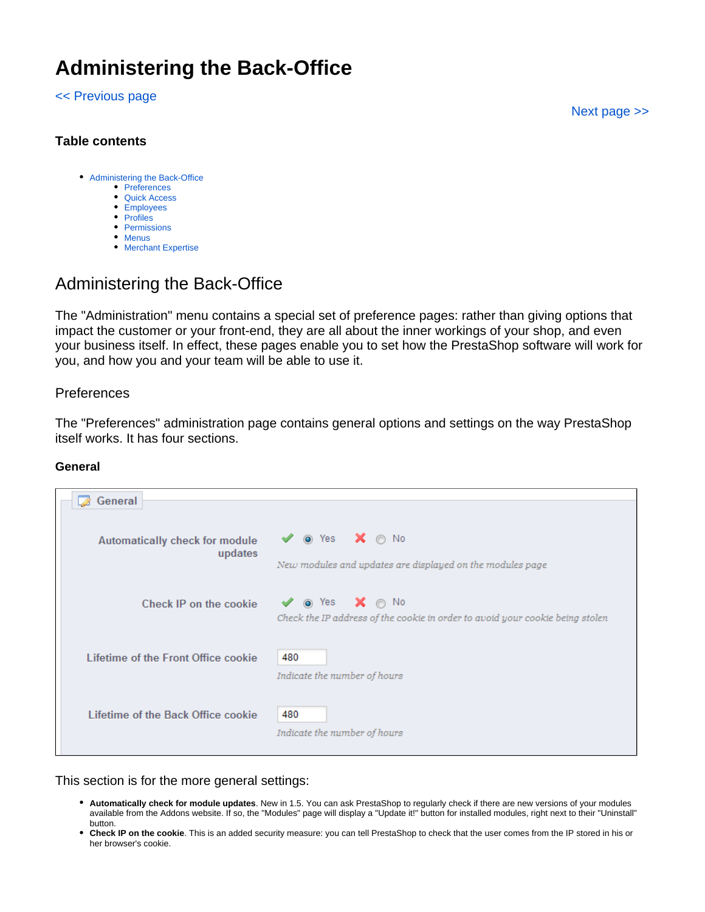# Administering the Back-Office

<< Previous page

Next page >>

### Table contents

- Administering the Back-Office
  - Preferences
  - Quick Access
  - Employees
  - Profiles
  - Permissions
  - Menus
  - Merchant Expertise

## Administering the Back-Office

The "Administration" menu contains a special set of preference pages: rather than giving options that impact the customer or your front-end, they are all about the inner workings of your shop, and even your business itself. In effect, these pages enable you to set how the PrestaShop software will work for you, and how you and your team will be able to use it.

### Preferences

The "Preferences" administration page contains general options and settings on the way PrestaShop itself works. It has four sections.

#### General

This section is for the more general settings:

- **Automatically check for module updates**. New in 1.5. You can ask PrestaShop to regularly check if there are new versions of your modules available from the Addons website. If so, the "Modules" page will display a "Update it!" button for installed modules, right next to their "Uninstall" button.
- **Check IP on the cookie**. This is an added security measure: you can tell PrestaShop to check that the user comes from the IP stored in his or her browser's cookie.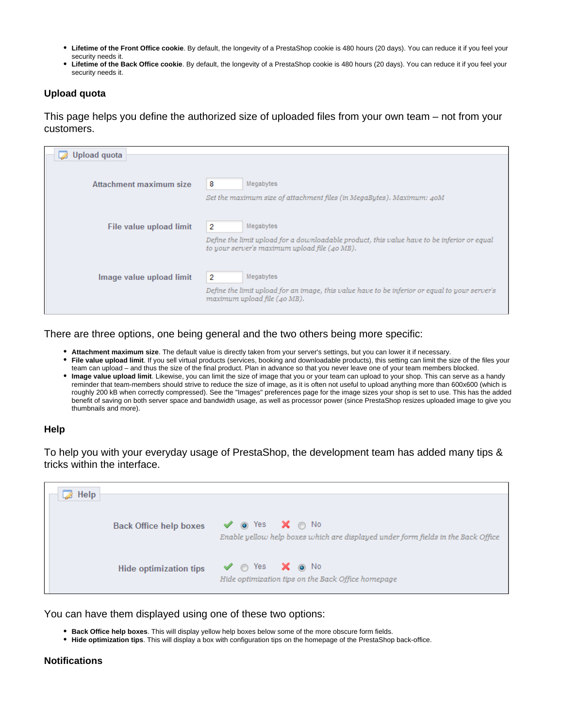- **Lifetime of the Front Office cookie**. By default, the longevity of a PrestaShop cookie is 480 hours (20 days). You can reduce it if you feel your security needs it.
- **Lifetime of the Back Office cookie**. By default, the longevity of a PrestaShop cookie is 480 hours (20 days). You can reduce it if you feel your security needs it.

### Upload quota

This page helps you define the authorized size of uploaded files from your own team – not from your customers.

There are three options, one being general and the two others being more specific:

- **Attachment maximum size**. The default value is directly taken from your server's settings, but you can lower it if necessary.
- **File value upload limit**. If you sell virtual products (services, booking and downloadable products), this setting can limit the size of the files your team can upload – and thus the size of the final product. Plan in advance so that you never leave one of your team members blocked.
- **Image value upload limit**. Likewise, you can limit the size of image that you or your team can upload to your shop. This can serve as a handy reminder that team-members should strive to reduce the size of image, as it is often not useful to upload anything more than 600x600 (which is roughly 200 kB when correctly compressed). See the "Images" preferences page for the image sizes your shop is set to use. This has the added benefit of saving on both server space and bandwidth usage, as well as processor power (since PrestaShop resizes uploaded image to give you thumbnails and more).

### Help

To help you with your everyday usage of PrestaShop, the development team has added many tips & tricks within the interface.

You can have them displayed using one of these two options:

- **Back Office help boxes**. This will display yellow help boxes below some of the more obscure form fields.
- **Hide optimization tips**. This will display a box with configuration tips on the homepage of the PrestaShop back-office.

### Notifications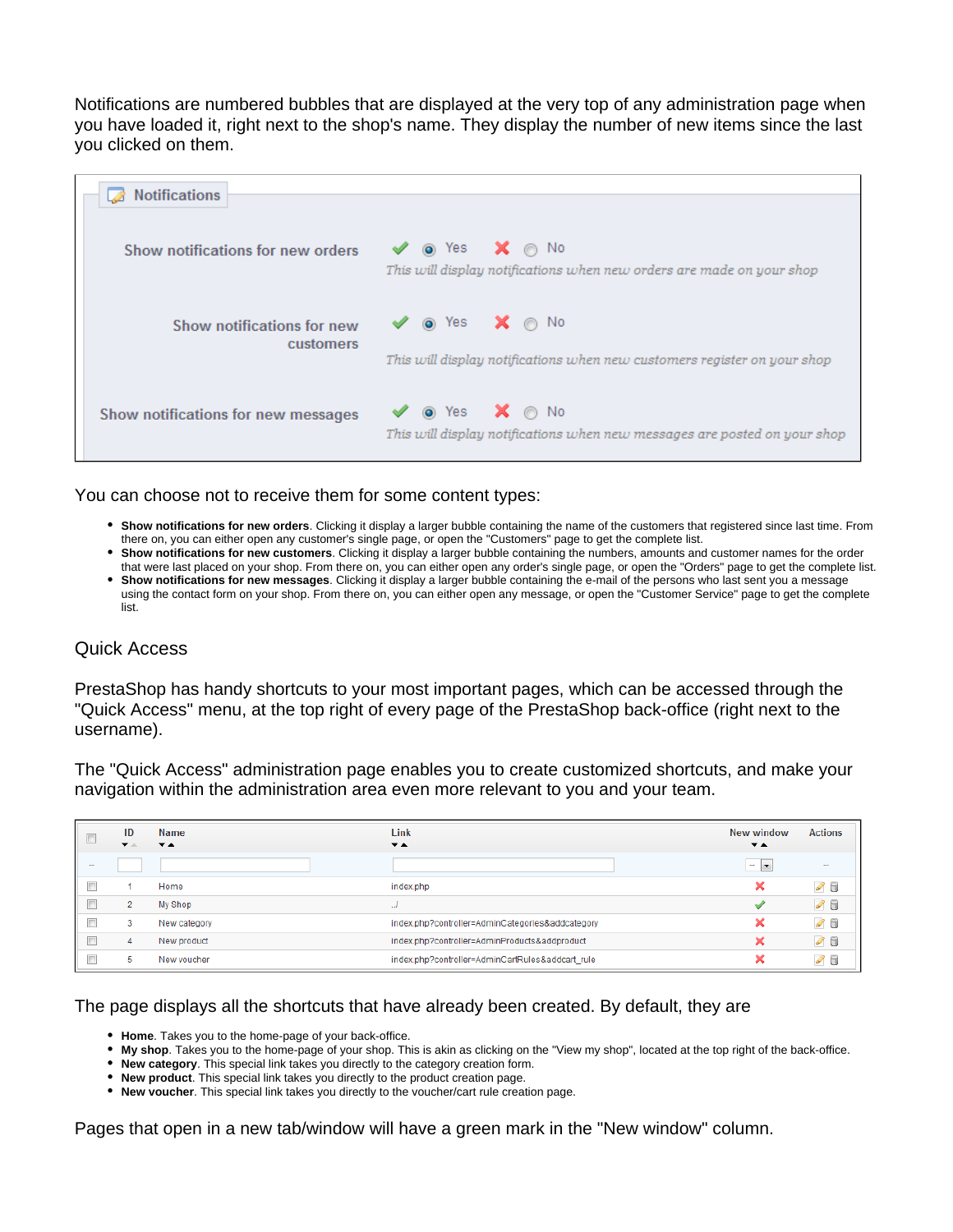Notifications are numbered bubbles that are displayed at the very top of any administration page when you have loaded it, right next to the shop's name. They display the number of new items since the last you clicked on them.

**Notifications**

| | |
|---|---|
| Show notifications for new orders | ✔ (•) Yes ✘ ( ) No<br>*This will display notifications when new orders are made on your shop* |
| Show notifications for new customers | ✔ (•) Yes ✘ ( ) No<br>*This will display notifications when new customers register on your shop* |
| Show notifications for new messages | ✔ (•) Yes ✘ ( ) No<br>*This will display notifications when new messages are posted on your shop* |

You can choose not to receive them for some content types:

- **Show notifications for new orders**. Clicking it display a larger bubble containing the name of the customers that registered since last time. From there on, you can either open any customer's single page, or open the "Customers" page to get the complete list.
- **Show notifications for new customers**. Clicking it display a larger bubble containing the numbers, amounts and customer names for the order that were last placed on your shop. From there on, you can either open any order's single page, or open the "Orders" page to get the complete list.
- **Show notifications for new messages**. Clicking it display a larger bubble containing the e-mail of the persons who last sent you a message using the contact form on your shop. From there on, you can either open any message, or open the "Customer Service" page to get the complete list.

## Quick Access

PrestaShop has handy shortcuts to your most important pages, which can be accessed through the "Quick Access" menu, at the top right of every page of the PrestaShop back-office (right next to the username).

The "Quick Access" administration page enables you to create customized shortcuts, and make your navigation within the administration area even more relevant to you and your team.

| | ID | Name | Link | New window | Actions |
|---|---|---|---|---|---|
| | 1 | Home | index.php | ✘ | |
| | 2 | My Shop | ../ | ✔ | |
| | 3 | New category | index.php?controller=AdminCategories&addcategory | ✘ | |
| | 4 | New product | index.php?controller=AdminProducts&addproduct | ✘ | |
| | 5 | New voucher | index.php?controller=AdminCartRules&addcart_rule | ✘ | |

The page displays all the shortcuts that have already been created. By default, they are

- **Home**. Takes you to the home-page of your back-office.
- **My shop**. Takes you to the home-page of your shop. This is akin as clicking on the "View my shop", located at the top right of the back-office.
- **New category**. This special link takes you directly to the category creation form.
- **New product**. This special link takes you directly to the product creation page.
- **New voucher**. This special link takes you directly to the voucher/cart rule creation page.

Pages that open in a new tab/window will have a green mark in the "New window" column.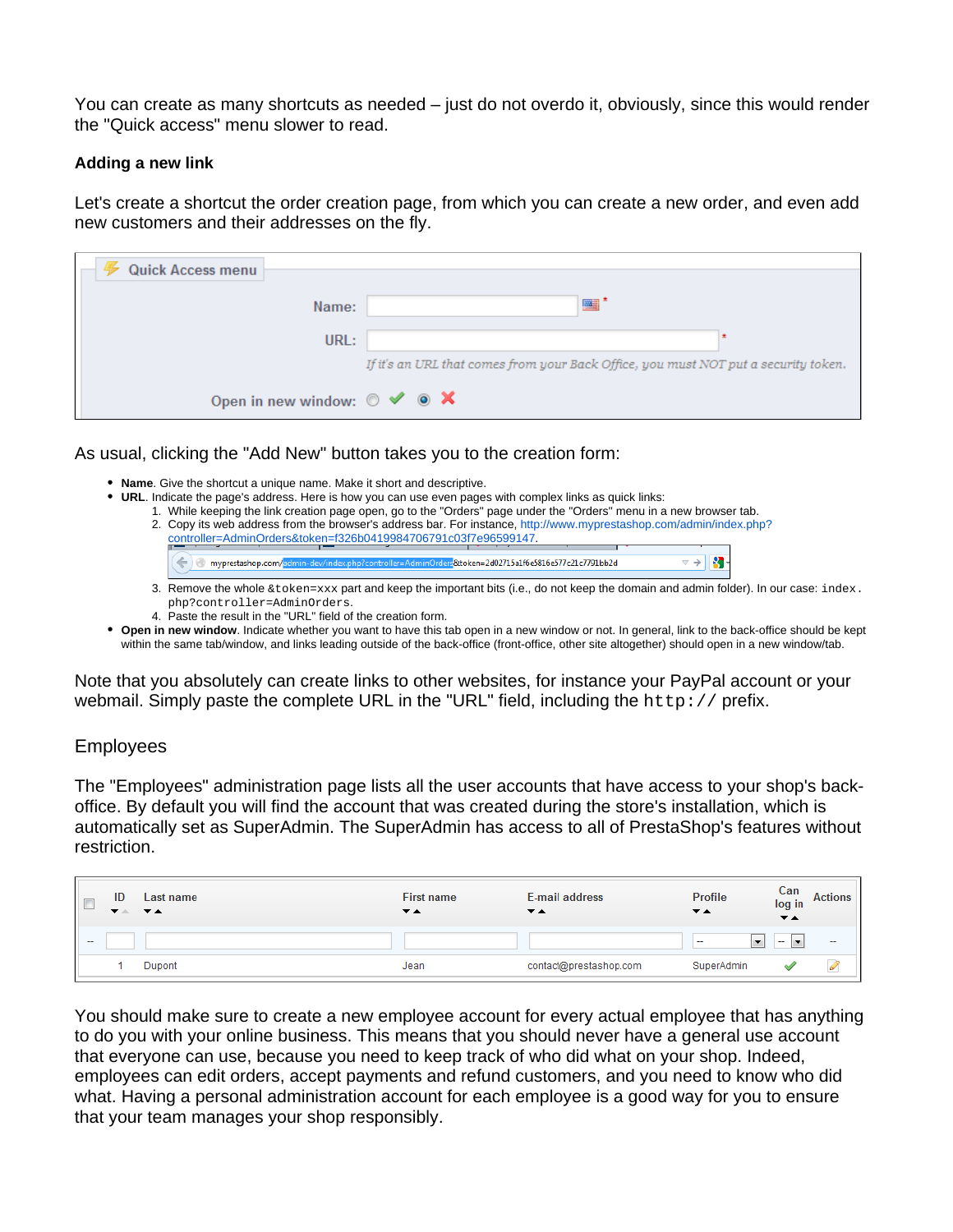You can create as many shortcuts as needed – just do not overdo it, obviously, since this would render the "Quick access" menu slower to read.

**Adding a new link**

Let's create a shortcut the order creation page, from which you can create a new order, and even add new customers and their addresses on the fly.

As usual, clicking the "Add New" button takes you to the creation form:

- **Name**. Give the shortcut a unique name. Make it short and descriptive.
- **URL**. Indicate the page's address. Here is how you can use even pages with complex links as quick links:
  1. While keeping the link creation page open, go to the "Orders" page under the "Orders" menu in a new browser tab.
  2. Copy its web address from the browser's address bar. For instance, http://www.myprestashop.com/admin/index.php?controller=AdminOrders&token=f326b0419984706791c03f7e96599147.
  3. Remove the whole `&token=xxx` part and keep the important bits (i.e., do not keep the domain and admin folder). In our case: `index.php?controller=AdminOrders`.
  4. Paste the result in the "URL" field of the creation form.
- **Open in new window**. Indicate whether you want to have this tab open in a new window or not. In general, link to the back-office should be kept within the same tab/window, and links leading outside of the back-office (front-office, other site altogether) should open in a new window/tab.

Note that you absolutely can create links to other websites, for instance your PayPal account or your webmail. Simply paste the complete URL in the "URL" field, including the `http://` prefix.

## Employees

The "Employees" administration page lists all the user accounts that have access to your shop's back-office. By default you will find the account that was created during the store's installation, which is automatically set as SuperAdmin. The SuperAdmin has access to all of PrestaShop's features without restriction.

You should make sure to create a new employee account for every actual employee that has anything to do you with your online business. This means that you should never have a general use account that everyone can use, because you need to keep track of who did what on your shop. Indeed, employees can edit orders, accept payments and refund customers, and you need to know who did what. Having a personal administration account for each employee is a good way for you to ensure that your team manages your shop responsibly.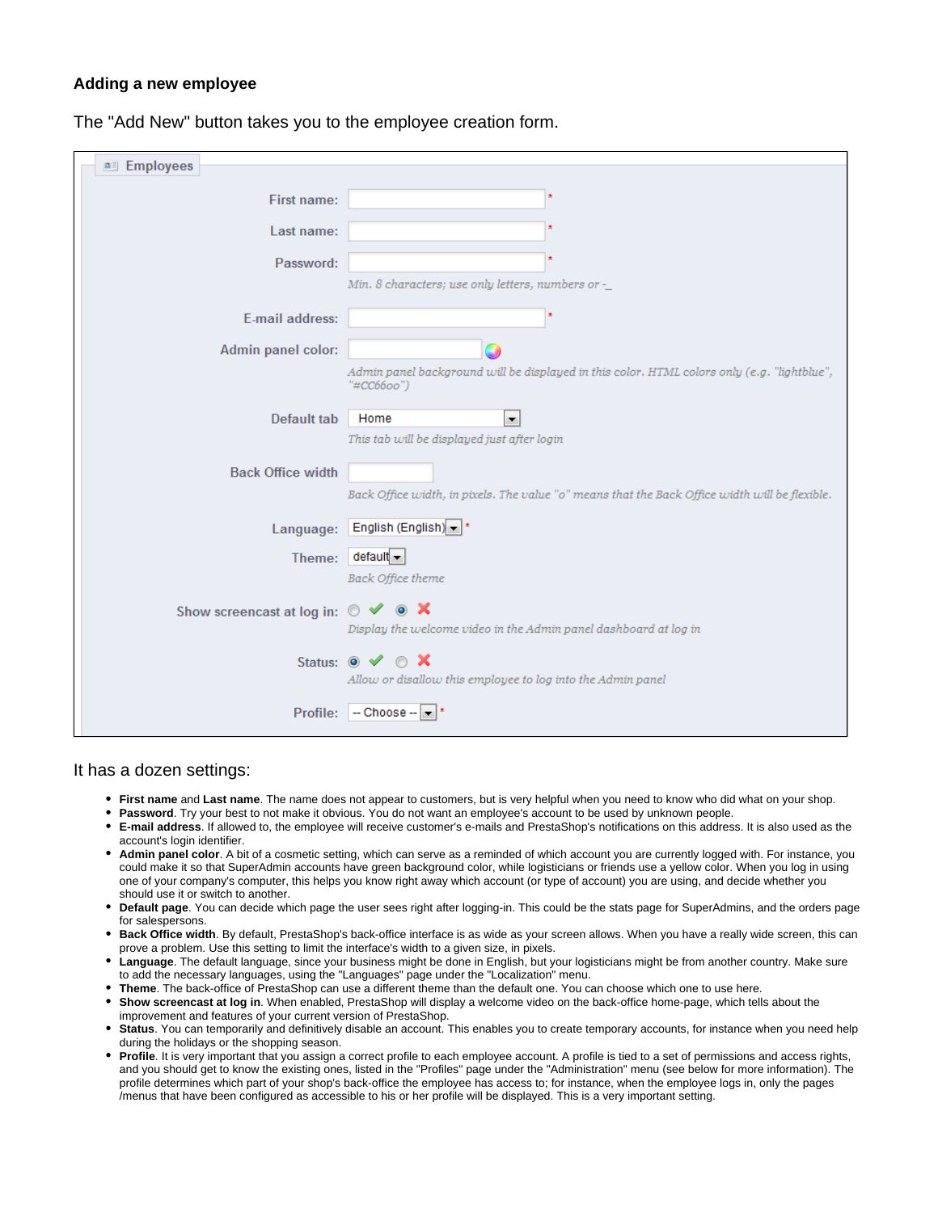### Adding a new employee

The "Add New" button takes you to the employee creation form.

It has a dozen settings:

- **First name** and **Last name**. The name does not appear to customers, but is very helpful when you need to know who did what on your shop.
- **Password**. Try your best to not make it obvious. You do not want an employee's account to be used by unknown people.
- **E-mail address**. If allowed to, the employee will receive customer's e-mails and PrestaShop's notifications on this address. It is also used as the account's login identifier.
- **Admin panel color**. A bit of a cosmetic setting, which can serve as a reminded of which account you are currently logged with. For instance, you could make it so that SuperAdmin accounts have green background color, while logisticians or friends use a yellow color. When you log in using one of your company's computer, this helps you know right away which account (or type of account) you are using, and decide whether you should use it or switch to another.
- **Default page**. You can decide which page the user sees right after logging-in. This could be the stats page for SuperAdmins, and the orders page for salespersons.
- **Back Office width**. By default, PrestaShop's back-office interface is as wide as your screen allows. When you have a really wide screen, this can prove a problem. Use this setting to limit the interface's width to a given size, in pixels.
- **Language**. The default language, since your business might be done in English, but your logisticians might be from another country. Make sure to add the necessary languages, using the "Languages" page under the "Localization" menu.
- **Theme**. The back-office of PrestaShop can use a different theme than the default one. You can choose which one to use here.
- **Show screencast at log in**. When enabled, PrestaShop will display a welcome video on the back-office home-page, which tells about the improvement and features of your current version of PrestaShop.
- **Status**. You can temporarily and definitively disable an account. This enables you to create temporary accounts, for instance when you need help during the holidays or the shopping season.
- **Profile**. It is very important that you assign a correct profile to each employee account. A profile is tied to a set of permissions and access rights, and you should get to know the existing ones, listed in the "Profiles" page under the "Administration" menu (see below for more information). The profile determines which part of your shop's back-office the employee has access to; for instance, when the employee logs in, only the pages /menus that have been configured as accessible to his or her profile will be displayed. This is a very important setting.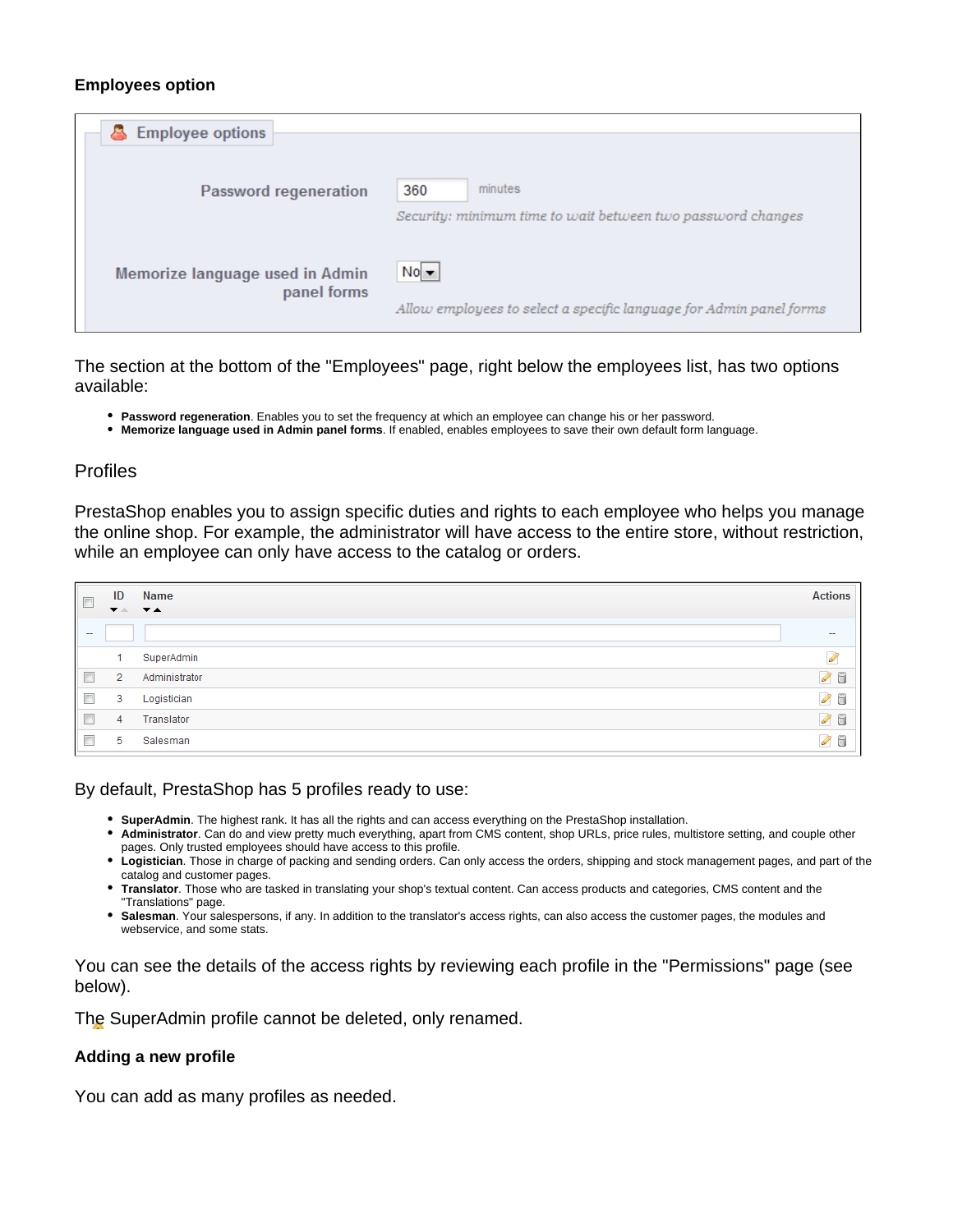#### Employees option

**Employee options**

Password regeneration: 360 minutes
*Security: minimum time to wait between two password changes*

Memorize language used in Admin panel forms: No
*Allow employees to select a specific language for Admin panel forms*

The section at the bottom of the "Employees" page, right below the employees list, has two options available:

- **Password regeneration**. Enables you to set the frequency at which an employee can change his or her password.
- **Memorize language used in Admin panel forms**. If enabled, enables employees to save their own default form language.

### Profiles

PrestaShop enables you to assign specific duties and rights to each employee who helps you manage the online shop. For example, the administrator will have access to the entire store, without restriction, while an employee can only have access to the catalog or orders.

| ID | Name | Actions |
|---|---|---|
| 1 | SuperAdmin | |
| 2 | Administrator | |
| 3 | Logistician | |
| 4 | Translator | |
| 5 | Salesman | |

By default, PrestaShop has 5 profiles ready to use:

- **SuperAdmin**. The highest rank. It has all the rights and can access everything on the PrestaShop installation.
- **Administrator**. Can do and view pretty much everything, apart from CMS content, shop URLs, price rules, multistore setting, and couple other pages. Only trusted employees should have access to this profile.
- **Logistician**. Those in charge of packing and sending orders. Can only access the orders, shipping and stock management pages, and part of the catalog and customer pages.
- **Translator**. Those who are tasked in translating your shop's textual content. Can access products and categories, CMS content and the "Translations" page.
- **Salesman**. Your salespersons, if any. In addition to the translator's access rights, can also access the customer pages, the modules and webservice, and some stats.

You can see the details of the access rights by reviewing each profile in the "Permissions" page (see below).

The SuperAdmin profile cannot be deleted, only renamed.

#### Adding a new profile

You can add as many profiles as needed.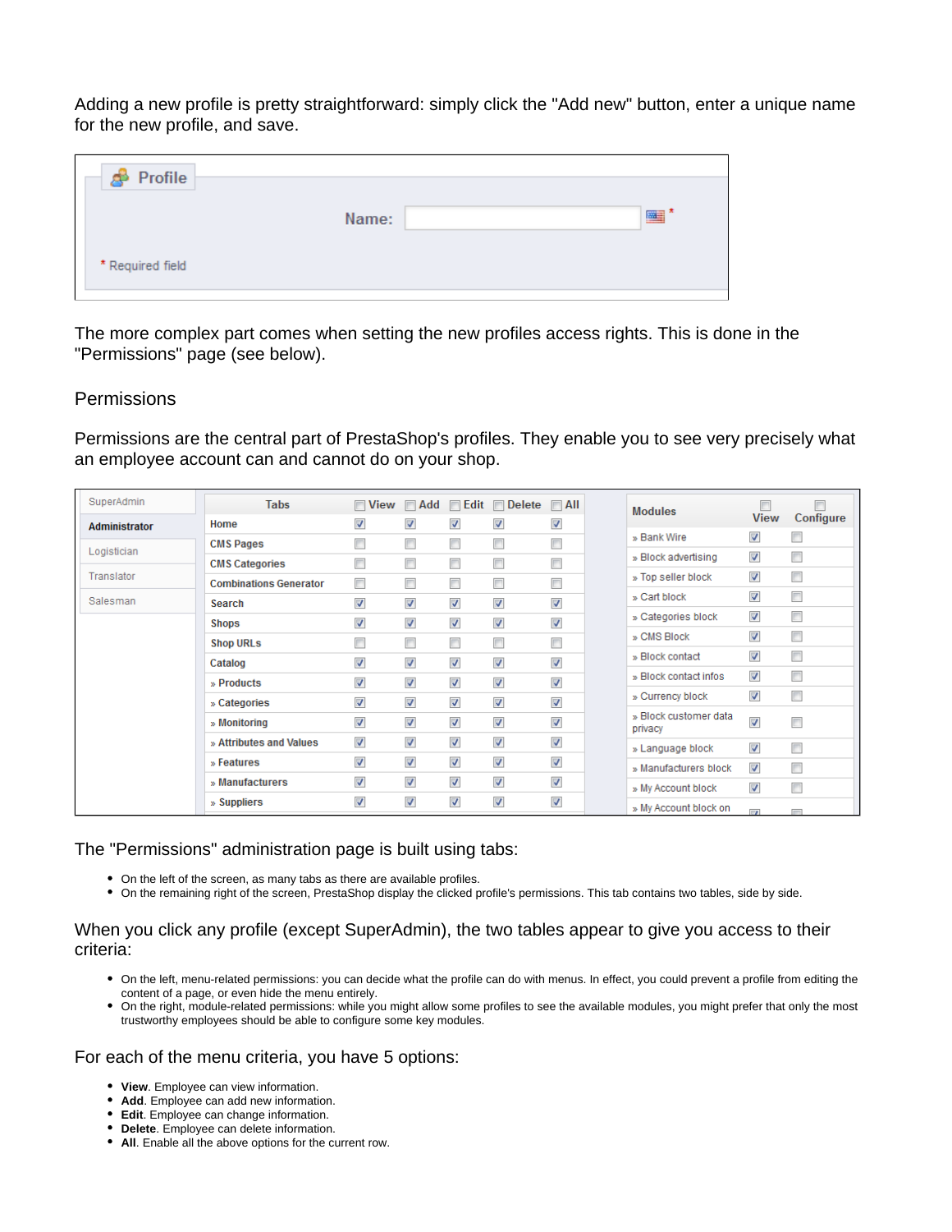Adding a new profile is pretty straightforward: simply click the "Add new" button, enter a unique name for the new profile, and save.

The more complex part comes when setting the new profiles access rights. This is done in the "Permissions" page (see below).

## Permissions

Permissions are the central part of PrestaShop's profiles. They enable you to see very precisely what an employee account can and cannot do on your shop.

The "Permissions" administration page is built using tabs:

- On the left of the screen, as many tabs as there are available profiles.
- On the remaining right of the screen, PrestaShop display the clicked profile's permissions. This tab contains two tables, side by side.

When you click any profile (except SuperAdmin), the two tables appear to give you access to their criteria:

- On the left, menu-related permissions: you can decide what the profile can do with menus. In effect, you could prevent a profile from editing the content of a page, or even hide the menu entirely.
- On the right, module-related permissions: while you might allow some profiles to see the available modules, you might prefer that only the most trustworthy employees should be able to configure some key modules.

For each of the menu criteria, you have 5 options:

- **View**. Employee can view information.
- **Add**. Employee can add new information.
- **Edit**. Employee can change information.
- **Delete**. Employee can delete information.
- **All**. Enable all the above options for the current row.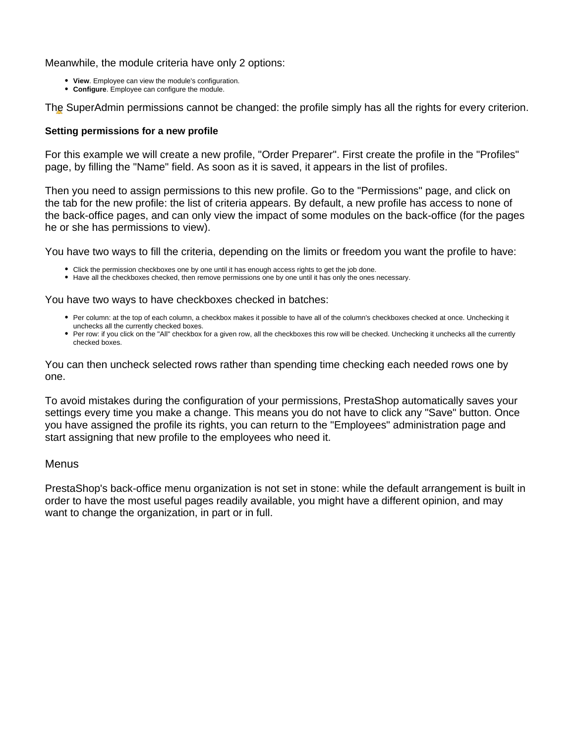Meanwhile, the module criteria have only 2 options:

- **View**. Employee can view the module's configuration.
- **Configure**. Employee can configure the module.

The SuperAdmin permissions cannot be changed: the profile simply has all the rights for every criterion.

#### Setting permissions for a new profile

For this example we will create a new profile, "Order Preparer". First create the profile in the "Profiles" page, by filling the "Name" field. As soon as it is saved, it appears in the list of profiles.

Then you need to assign permissions to this new profile. Go to the "Permissions" page, and click on the tab for the new profile: the list of criteria appears. By default, a new profile has access to none of the back-office pages, and can only view the impact of some modules on the back-office (for the pages he or she has permissions to view).

You have two ways to fill the criteria, depending on the limits or freedom you want the profile to have:

- Click the permission checkboxes one by one until it has enough access rights to get the job done.
- Have all the checkboxes checked, then remove permissions one by one until it has only the ones necessary.

You have two ways to have checkboxes checked in batches:

- Per column: at the top of each column, a checkbox makes it possible to have all of the column's checkboxes checked at once. Unchecking it unchecks all the currently checked boxes.
- Per row: if you click on the "All" checkbox for a given row, all the checkboxes this row will be checked. Unchecking it unchecks all the currently checked boxes.

You can then uncheck selected rows rather than spending time checking each needed rows one by one.

To avoid mistakes during the configuration of your permissions, PrestaShop automatically saves your settings every time you make a change. This means you do not have to click any "Save" button. Once you have assigned the profile its rights, you can return to the "Employees" administration page and start assigning that new profile to the employees who need it.

### Menus

PrestaShop's back-office menu organization is not set in stone: while the default arrangement is built in order to have the most useful pages readily available, you might have a different opinion, and may want to change the organization, in part or in full.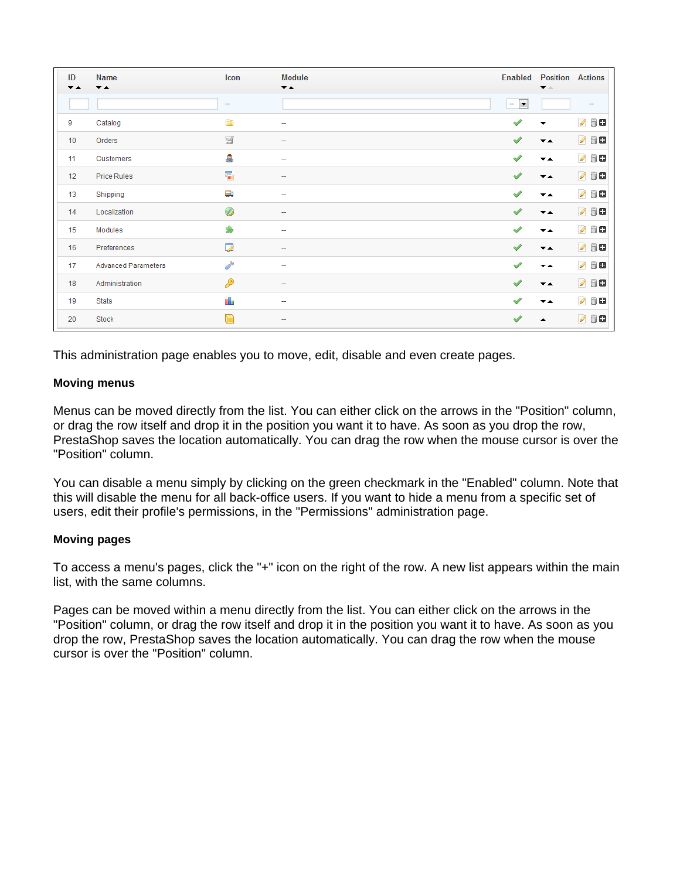| ID | Name | Icon | Module | Enabled | Position | Actions |
|---|---|---|---|---|---|---|
| 9 | Catalog | | -- | ✔ | ▼ | |
| 10 | Orders | | -- | ✔ | ▼▲ | |
| 11 | Customers | | -- | ✔ | ▼▲ | |
| 12 | Price Rules | | -- | ✔ | ▼▲ | |
| 13 | Shipping | | -- | ✔ | ▼▲ | |
| 14 | Localization | | -- | ✔ | ▼▲ | |
| 15 | Modules | | -- | ✔ | ▼▲ | |
| 16 | Preferences | | -- | ✔ | ▼▲ | |
| 17 | Advanced Parameters | | -- | ✔ | ▼▲ | |
| 18 | Administration | | -- | ✔ | ▼▲ | |
| 19 | Stats | | -- | ✔ | ▼▲ | |
| 20 | Stock | | -- | ✔ | ▲ | |

This administration page enables you to move, edit, disable and even create pages.

**Moving menus**

Menus can be moved directly from the list. You can either click on the arrows in the "Position" column, or drag the row itself and drop it in the position you want it to have. As soon as you drop the row, PrestaShop saves the location automatically. You can drag the row when the mouse cursor is over the "Position" column.

You can disable a menu simply by clicking on the green checkmark in the "Enabled" column. Note that this will disable the menu for all back-office users. If you want to hide a menu from a specific set of users, edit their profile's permissions, in the "Permissions" administration page.

**Moving pages**

To access a menu's pages, click the "+" icon on the right of the row. A new list appears within the main list, with the same columns.

Pages can be moved within a menu directly from the list. You can either click on the arrows in the "Position" column, or drag the row itself and drop it in the position you want it to have. As soon as you drop the row, PrestaShop saves the location automatically. You can drag the row when the mouse cursor is over the "Position" column.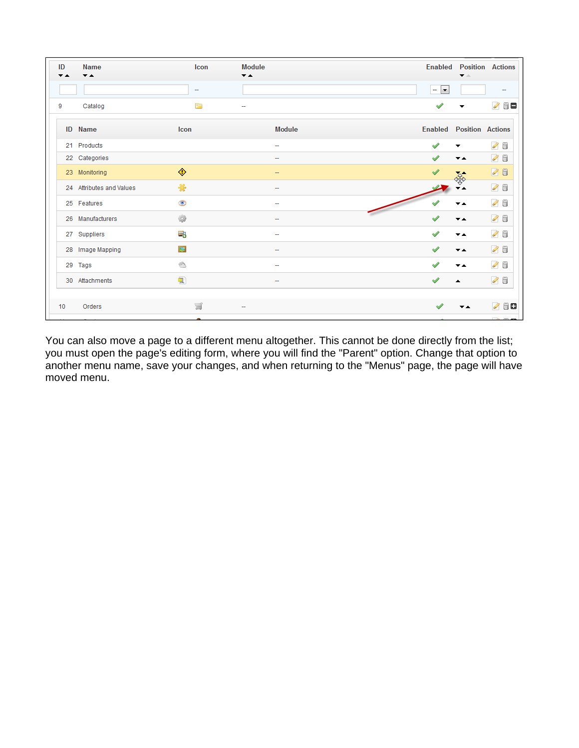| ID | Name | Icon | Module | Enabled | Position | Actions |
|---|---|---|---|---|---|---|
| 9 | Catalog | | -- | | | |

| ID | Name | Icon | Module | Enabled | Position | Actions |
|---|---|---|---|---|---|---|
| 21 | Products | | -- | | | |
| 22 | Categories | | -- | | | |
| 23 | Monitoring | | -- | | | |
| 24 | Attributes and Values | | -- | | | |
| 25 | Features | | -- | | | |
| 26 | Manufacturers | | -- | | | |
| 27 | Suppliers | | -- | | | |
| 28 | Image Mapping | | -- | | | |
| 29 | Tags | | -- | | | |
| 30 | Attachments | | -- | | | |

| ID | Name | Icon | Module | Enabled | Position | Actions |
|---|---|---|---|---|---|---|
| 10 | Orders | | -- | | | |

You can also move a page to a different menu altogether. This cannot be done directly from the list; you must open the page's editing form, where you will find the "Parent" option. Change that option to another menu name, save your changes, and when returning to the "Menus" page, the page will have moved menu.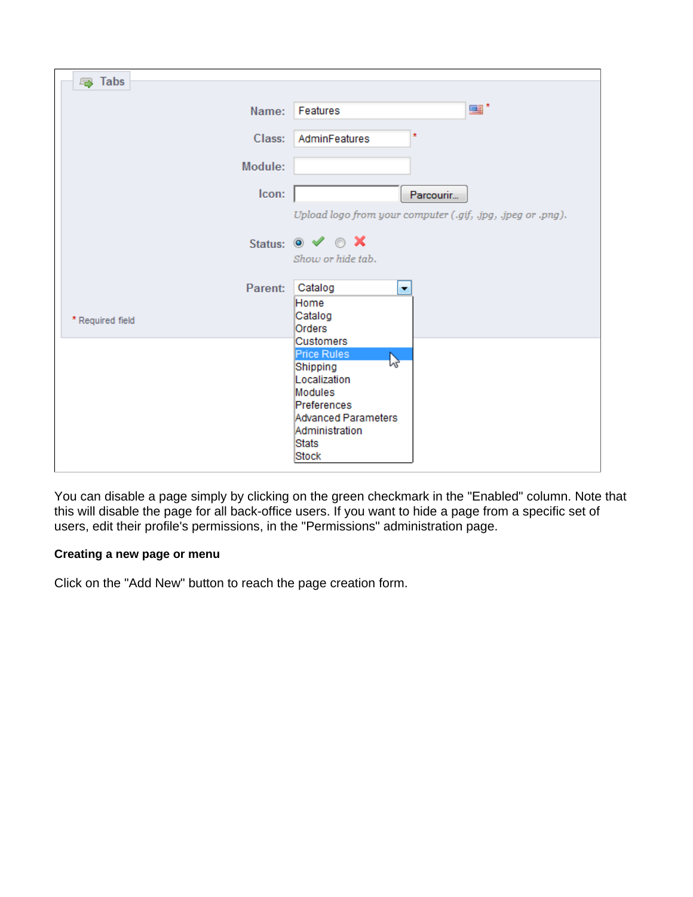You can disable a page simply by clicking on the green checkmark in the "Enabled" column. Note that this will disable the page for all back-office users. If you want to hide a page from a specific set of users, edit their profile's permissions, in the "Permissions" administration page.

**Creating a new page or menu**

Click on the "Add New" button to reach the page creation form.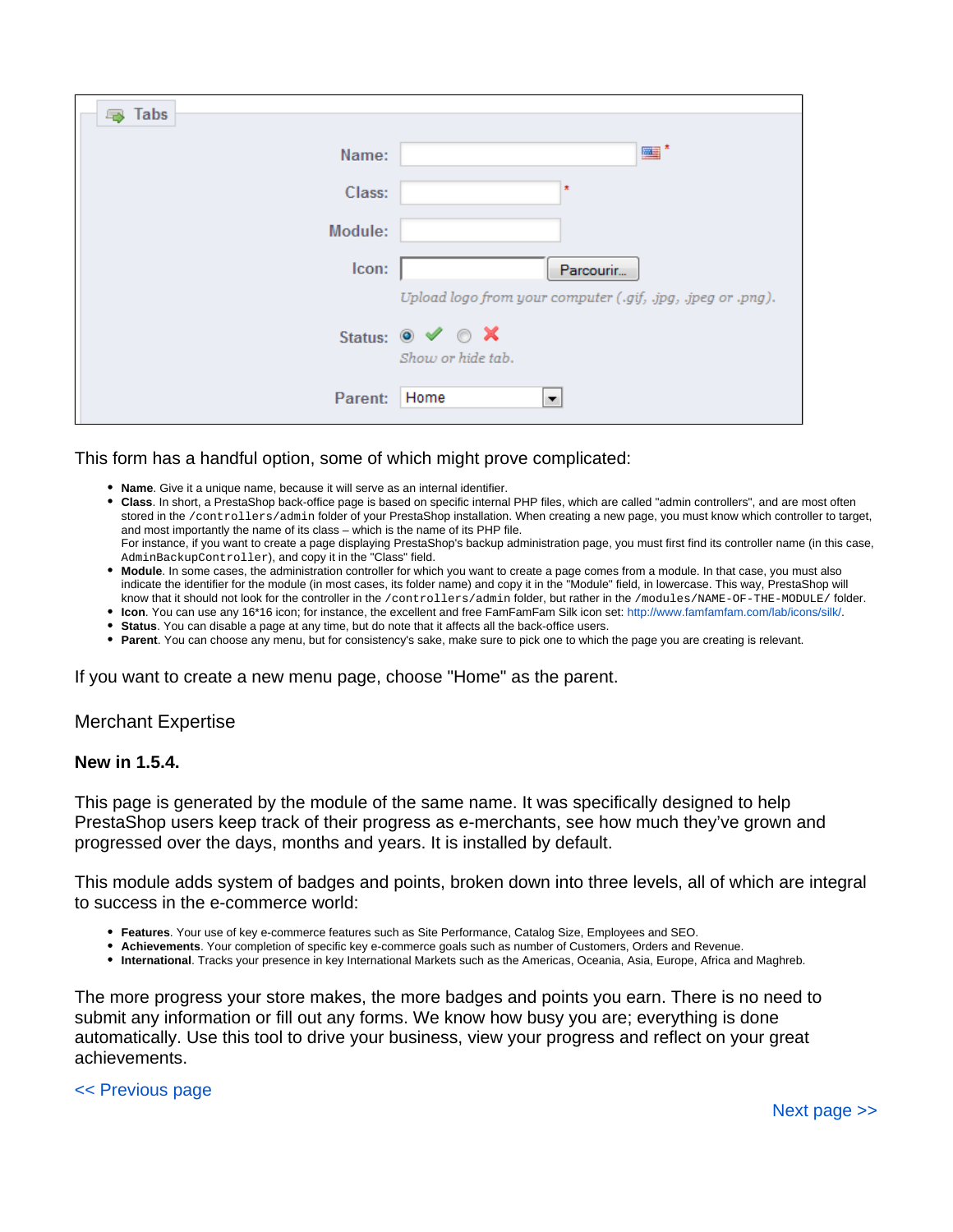Tabs

Name:

Class:

Module:

Icon: Parcourir...

*Upload logo from your computer (.gif, .jpg, .jpeg or .png).*

Status:

*Show or hide tab.*

Parent: Home

This form has a handful option, some of which might prove complicated:

- **Name**. Give it a unique name, because it will serve as an internal identifier.
- **Class**. In short, a PrestaShop back-office page is based on specific internal PHP files, which are called "admin controllers", and are most often stored in the `/controllers/admin` folder of your PrestaShop installation. When creating a new page, you must know which controller to target, and most importantly the name of its class – which is the name of its PHP file.
  For instance, if you want to create a page displaying PrestaShop's backup administration page, you must first find its controller name (in this case, `AdminBackupController`), and copy it in the "Class" field.
- **Module**. In some cases, the administration controller for which you want to create a page comes from a module. In that case, you must also indicate the identifier for the module (in most cases, its folder name) and copy it in the "Module" field, in lowercase. This way, PrestaShop will know that it should not look for the controller in the `/controllers/admin` folder, but rather in the `/modules/NAME-OF-THE-MODULE/` folder.
- **Icon**. You can use any 16*16 icon; for instance, the excellent and free FamFamFam Silk icon set: http://www.famfamfam.com/lab/icons/silk/.
- **Status**. You can disable a page at any time, but do note that it affects all the back-office users.
- **Parent**. You can choose any menu, but for consistency's sake, make sure to pick one to which the page you are creating is relevant.

If you want to create a new menu page, choose "Home" as the parent.

## Merchant Expertise

**New in 1.5.4.**

This page is generated by the module of the same name. It was specifically designed to help PrestaShop users keep track of their progress as e-merchants, see how much they've grown and progressed over the days, months and years. It is installed by default.

This module adds system of badges and points, broken down into three levels, all of which are integral to success in the e-commerce world:

- **Features**. Your use of key e-commerce features such as Site Performance, Catalog Size, Employees and SEO.
- **Achievements**. Your completion of specific key e-commerce goals such as number of Customers, Orders and Revenue.
- **International**. Tracks your presence in key International Markets such as the Americas, Oceania, Asia, Europe, Africa and Maghreb.

The more progress your store makes, the more badges and points you earn. There is no need to submit any information or fill out any forms. We know how busy you are; everything is done automatically. Use this tool to drive your business, view your progress and reflect on your great achievements.

<< Previous page

Next page >>